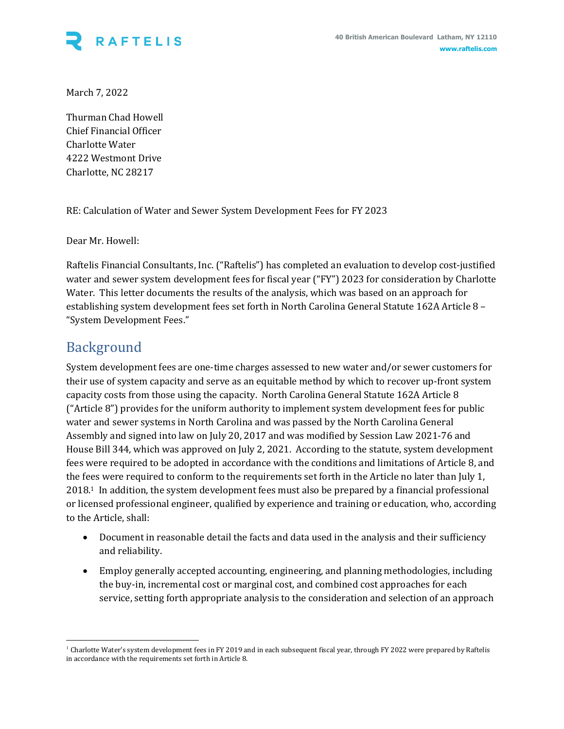RAFTELIS

40 British American Boulevard Latham, NY 12110
www.raftelis.com

March 7, 2022

Thurman Chad Howell
Chief Financial Officer
Charlotte Water
4222 Westmont Drive
Charlotte, NC 28217

RE: Calculation of Water and Sewer System Development Fees for FY 2023

Dear Mr. Howell:

Raftelis Financial Consultants, Inc. ("Raftelis") has completed an evaluation to develop cost-justified water and sewer system development fees for fiscal year ("FY") 2023 for consideration by Charlotte Water. This letter documents the results of the analysis, which was based on an approach for establishing system development fees set forth in North Carolina General Statute 162A Article 8 – "System Development Fees."

## Background

System development fees are one-time charges assessed to new water and/or sewer customers for their use of system capacity and serve as an equitable method by which to recover up-front system capacity costs from those using the capacity. North Carolina General Statute 162A Article 8 ("Article 8") provides for the uniform authority to implement system development fees for public water and sewer systems in North Carolina and was passed by the North Carolina General Assembly and signed into law on July 20, 2017 and was modified by Session Law 2021-76 and House Bill 344, which was approved on July 2, 2021. According to the statute, system development fees were required to be adopted in accordance with the conditions and limitations of Article 8, and the fees were required to conform to the requirements set forth in the Article no later than July 1, 2018.[1] In addition, the system development fees must also be prepared by a financial professional or licensed professional engineer, qualified by experience and training or education, who, according to the Article, shall:

- Document in reasonable detail the facts and data used in the analysis and their sufficiency and reliability.
- Employ generally accepted accounting, engineering, and planning methodologies, including the buy-in, incremental cost or marginal cost, and combined cost approaches for each service, setting forth appropriate analysis to the consideration and selection of an approach

[1] Charlotte Water's system development fees in FY 2019 and in each subsequent fiscal year, through FY 2022 were prepared by Raftelis in accordance with the requirements set forth in Article 8.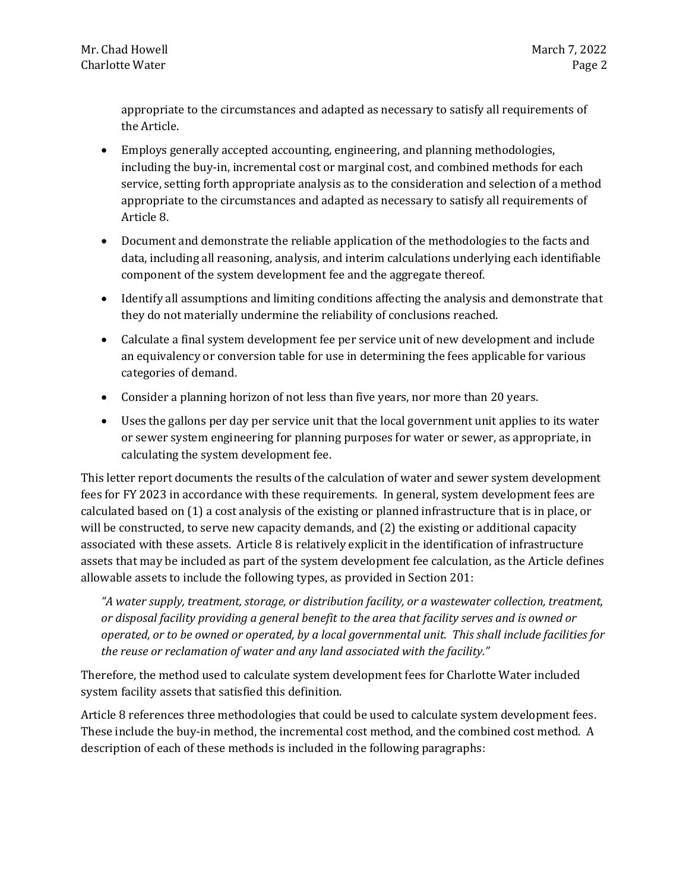appropriate to the circumstances and adapted as necessary to satisfy all requirements of the Article.

- Employs generally accepted accounting, engineering, and planning methodologies, including the buy-in, incremental cost or marginal cost, and combined methods for each service, setting forth appropriate analysis as to the consideration and selection of a method appropriate to the circumstances and adapted as necessary to satisfy all requirements of Article 8.
- Document and demonstrate the reliable application of the methodologies to the facts and data, including all reasoning, analysis, and interim calculations underlying each identifiable component of the system development fee and the aggregate thereof.
- Identify all assumptions and limiting conditions affecting the analysis and demonstrate that they do not materially undermine the reliability of conclusions reached.
- Calculate a final system development fee per service unit of new development and include an equivalency or conversion table for use in determining the fees applicable for various categories of demand.
- Consider a planning horizon of not less than five years, nor more than 20 years.
- Uses the gallons per day per service unit that the local government unit applies to its water or sewer system engineering for planning purposes for water or sewer, as appropriate, in calculating the system development fee.

This letter report documents the results of the calculation of water and sewer system development fees for FY 2023 in accordance with these requirements. In general, system development fees are calculated based on (1) a cost analysis of the existing or planned infrastructure that is in place, or will be constructed, to serve new capacity demands, and (2) the existing or additional capacity associated with these assets. Article 8 is relatively explicit in the identification of infrastructure assets that may be included as part of the system development fee calculation, as the Article defines allowable assets to include the following types, as provided in Section 201:

*"A water supply, treatment, storage, or distribution facility, or a wastewater collection, treatment, or disposal facility providing a general benefit to the area that facility serves and is owned or operated, or to be owned or operated, by a local governmental unit. This shall include facilities for the reuse or reclamation of water and any land associated with the facility."*

Therefore, the method used to calculate system development fees for Charlotte Water included system facility assets that satisfied this definition.

Article 8 references three methodologies that could be used to calculate system development fees. These include the buy-in method, the incremental cost method, and the combined cost method. A description of each of these methods is included in the following paragraphs: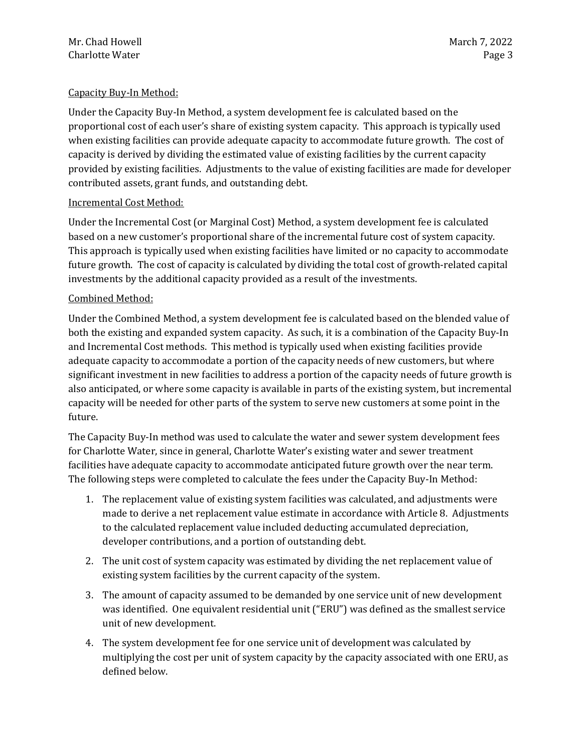Capacity Buy-In Method:

Under the Capacity Buy-In Method, a system development fee is calculated based on the proportional cost of each user's share of existing system capacity. This approach is typically used when existing facilities can provide adequate capacity to accommodate future growth. The cost of capacity is derived by dividing the estimated value of existing facilities by the current capacity provided by existing facilities. Adjustments to the value of existing facilities are made for developer contributed assets, grant funds, and outstanding debt.

Incremental Cost Method:

Under the Incremental Cost (or Marginal Cost) Method, a system development fee is calculated based on a new customer's proportional share of the incremental future cost of system capacity. This approach is typically used when existing facilities have limited or no capacity to accommodate future growth. The cost of capacity is calculated by dividing the total cost of growth-related capital investments by the additional capacity provided as a result of the investments.

Combined Method:

Under the Combined Method, a system development fee is calculated based on the blended value of both the existing and expanded system capacity. As such, it is a combination of the Capacity Buy-In and Incremental Cost methods. This method is typically used when existing facilities provide adequate capacity to accommodate a portion of the capacity needs of new customers, but where significant investment in new facilities to address a portion of the capacity needs of future growth is also anticipated, or where some capacity is available in parts of the existing system, but incremental capacity will be needed for other parts of the system to serve new customers at some point in the future.

The Capacity Buy-In method was used to calculate the water and sewer system development fees for Charlotte Water, since in general, Charlotte Water's existing water and sewer treatment facilities have adequate capacity to accommodate anticipated future growth over the near term. The following steps were completed to calculate the fees under the Capacity Buy-In Method:

1. The replacement value of existing system facilities was calculated, and adjustments were made to derive a net replacement value estimate in accordance with Article 8. Adjustments to the calculated replacement value included deducting accumulated depreciation, developer contributions, and a portion of outstanding debt.
2. The unit cost of system capacity was estimated by dividing the net replacement value of existing system facilities by the current capacity of the system.
3. The amount of capacity assumed to be demanded by one service unit of new development was identified. One equivalent residential unit ("ERU") was defined as the smallest service unit of new development.
4. The system development fee for one service unit of development was calculated by multiplying the cost per unit of system capacity by the capacity associated with one ERU, as defined below.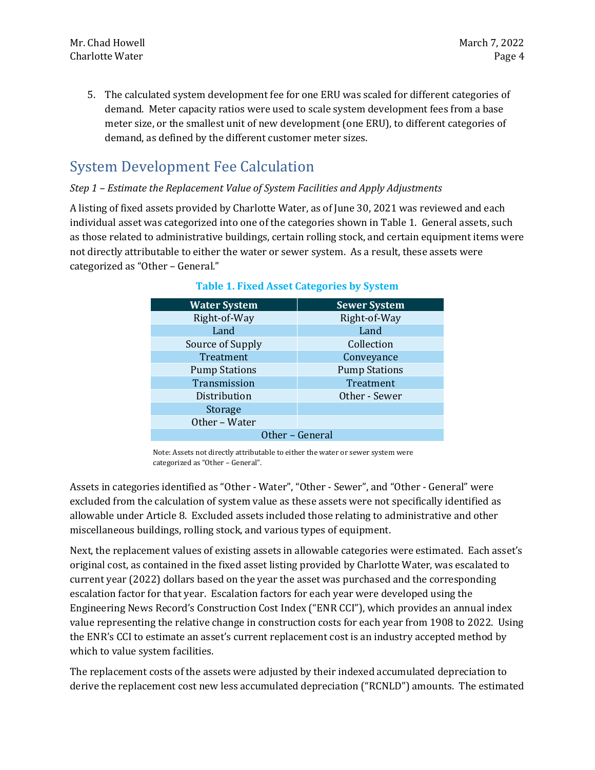5. The calculated system development fee for one ERU was scaled for different categories of demand. Meter capacity ratios were used to scale system development fees from a base meter size, or the smallest unit of new development (one ERU), to different categories of demand, as defined by the different customer meter sizes.

## System Development Fee Calculation

*Step 1 – Estimate the Replacement Value of System Facilities and Apply Adjustments*

A listing of fixed assets provided by Charlotte Water, as of June 30, 2021 was reviewed and each individual asset was categorized into one of the categories shown in Table 1. General assets, such as those related to administrative buildings, certain rolling stock, and certain equipment items were not directly attributable to either the water or sewer system. As a result, these assets were categorized as "Other – General."

**Table 1. Fixed Asset Categories by System**

| Water System | Sewer System |
|---|---|
| Right-of-Way | Right-of-Way |
| Land | Land |
| Source of Supply | Collection |
| Treatment | Conveyance |
| Pump Stations | Pump Stations |
| Transmission | Treatment |
| Distribution | Other - Sewer |
| Storage | |
| Other – Water | |
| Other – General | |

Note: Assets not directly attributable to either the water or sewer system were categorized as "Other – General".

Assets in categories identified as "Other - Water", "Other - Sewer", and "Other - General" were excluded from the calculation of system value as these assets were not specifically identified as allowable under Article 8. Excluded assets included those relating to administrative and other miscellaneous buildings, rolling stock, and various types of equipment.

Next, the replacement values of existing assets in allowable categories were estimated. Each asset's original cost, as contained in the fixed asset listing provided by Charlotte Water, was escalated to current year (2022) dollars based on the year the asset was purchased and the corresponding escalation factor for that year. Escalation factors for each year were developed using the Engineering News Record's Construction Cost Index ("ENR CCI"), which provides an annual index value representing the relative change in construction costs for each year from 1908 to 2022. Using the ENR's CCI to estimate an asset's current replacement cost is an industry accepted method by which to value system facilities.

The replacement costs of the assets were adjusted by their indexed accumulated depreciation to derive the replacement cost new less accumulated depreciation ("RCNLD") amounts. The estimated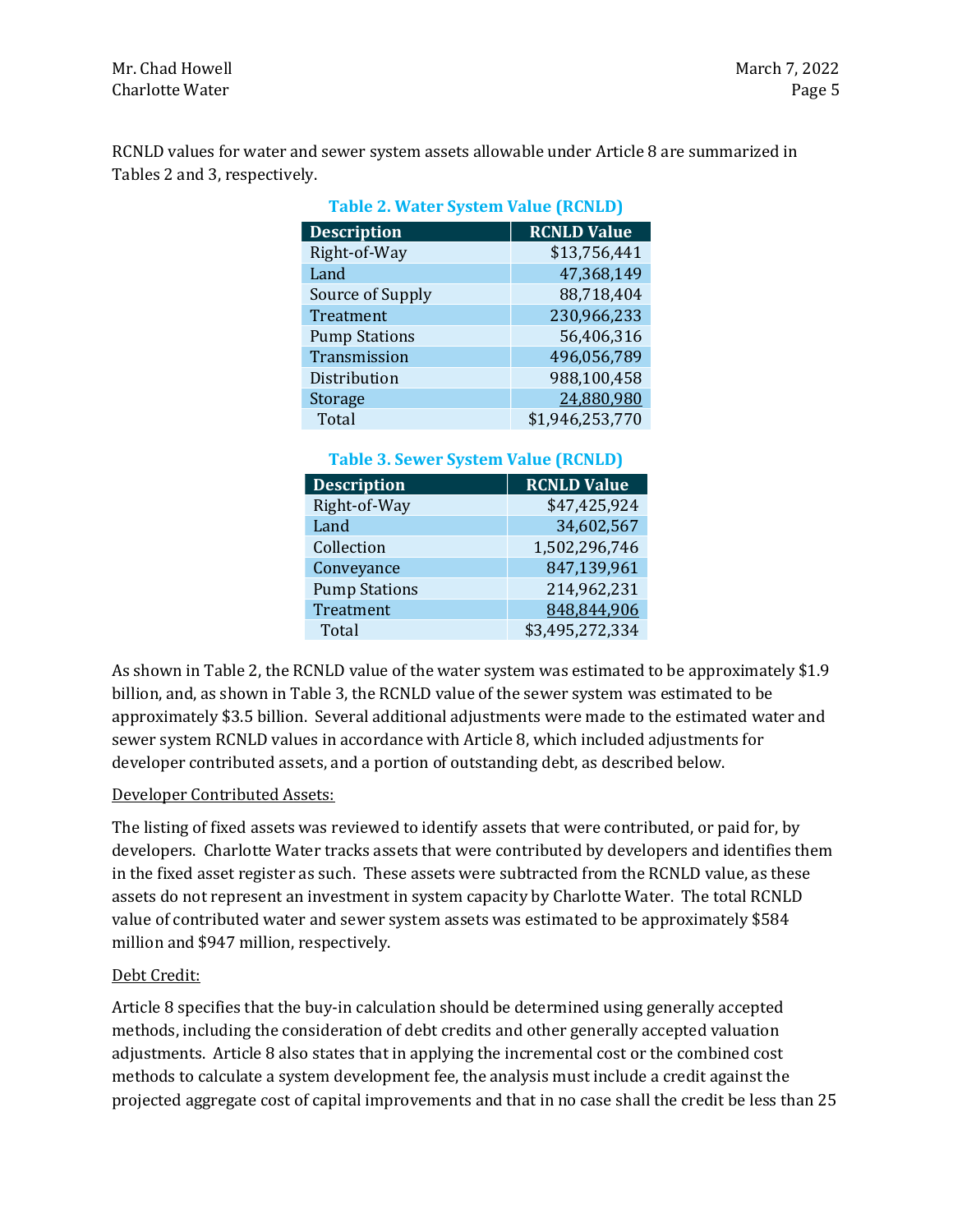RCNLD values for water and sewer system assets allowable under Article 8 are summarized in Tables 2 and 3, respectively.

**Table 2. Water System Value (RCNLD)**

| Description | RCNLD Value |
|---|---:|
| Right-of-Way | $13,756,441 |
| Land | 47,368,149 |
| Source of Supply | 88,718,404 |
| Treatment | 230,966,233 |
| Pump Stations | 56,406,316 |
| Transmission | 496,056,789 |
| Distribution | 988,100,458 |
| Storage | 24,880,980 |
| Total | $1,946,253,770 |

**Table 3. Sewer System Value (RCNLD)**

| Description | RCNLD Value |
|---|---:|
| Right-of-Way | $47,425,924 |
| Land | 34,602,567 |
| Collection | 1,502,296,746 |
| Conveyance | 847,139,961 |
| Pump Stations | 214,962,231 |
| Treatment | 848,844,906 |
| Total | $3,495,272,334 |

As shown in Table 2, the RCNLD value of the water system was estimated to be approximately $1.9 billion, and, as shown in Table 3, the RCNLD value of the sewer system was estimated to be approximately $3.5 billion. Several additional adjustments were made to the estimated water and sewer system RCNLD values in accordance with Article 8, which included adjustments for developer contributed assets, and a portion of outstanding debt, as described below.

Developer Contributed Assets:

The listing of fixed assets was reviewed to identify assets that were contributed, or paid for, by developers. Charlotte Water tracks assets that were contributed by developers and identifies them in the fixed asset register as such. These assets were subtracted from the RCNLD value, as these assets do not represent an investment in system capacity by Charlotte Water. The total RCNLD value of contributed water and sewer system assets was estimated to be approximately $584 million and $947 million, respectively.

Debt Credit:

Article 8 specifies that the buy-in calculation should be determined using generally accepted methods, including the consideration of debt credits and other generally accepted valuation adjustments. Article 8 also states that in applying the incremental cost or the combined cost methods to calculate a system development fee, the analysis must include a credit against the projected aggregate cost of capital improvements and that in no case shall the credit be less than 25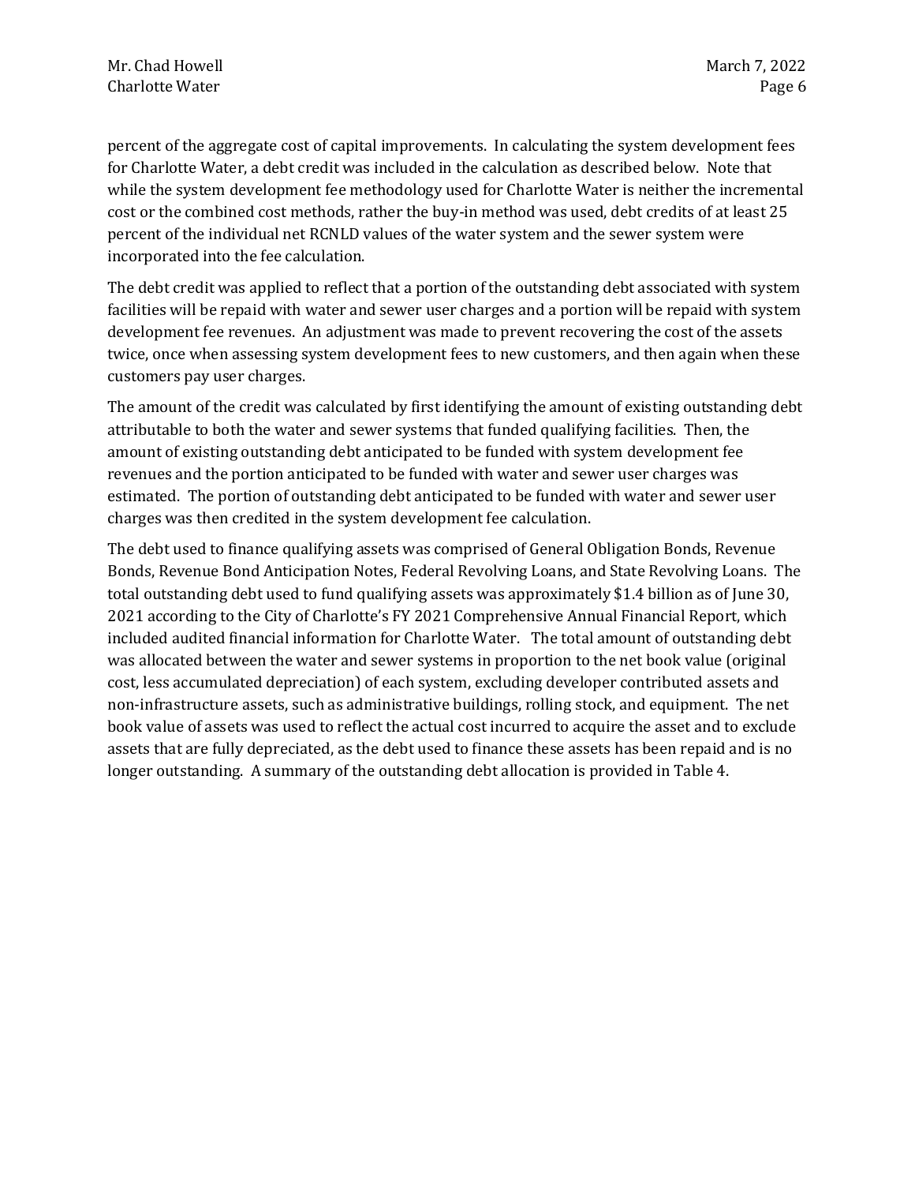percent of the aggregate cost of capital improvements. In calculating the system development fees for Charlotte Water, a debt credit was included in the calculation as described below. Note that while the system development fee methodology used for Charlotte Water is neither the incremental cost or the combined cost methods, rather the buy-in method was used, debt credits of at least 25 percent of the individual net RCNLD values of the water system and the sewer system were incorporated into the fee calculation.

The debt credit was applied to reflect that a portion of the outstanding debt associated with system facilities will be repaid with water and sewer user charges and a portion will be repaid with system development fee revenues. An adjustment was made to prevent recovering the cost of the assets twice, once when assessing system development fees to new customers, and then again when these customers pay user charges.

The amount of the credit was calculated by first identifying the amount of existing outstanding debt attributable to both the water and sewer systems that funded qualifying facilities. Then, the amount of existing outstanding debt anticipated to be funded with system development fee revenues and the portion anticipated to be funded with water and sewer user charges was estimated. The portion of outstanding debt anticipated to be funded with water and sewer user charges was then credited in the system development fee calculation.

The debt used to finance qualifying assets was comprised of General Obligation Bonds, Revenue Bonds, Revenue Bond Anticipation Notes, Federal Revolving Loans, and State Revolving Loans. The total outstanding debt used to fund qualifying assets was approximately $1.4 billion as of June 30, 2021 according to the City of Charlotte's FY 2021 Comprehensive Annual Financial Report, which included audited financial information for Charlotte Water. The total amount of outstanding debt was allocated between the water and sewer systems in proportion to the net book value (original cost, less accumulated depreciation) of each system, excluding developer contributed assets and non-infrastructure assets, such as administrative buildings, rolling stock, and equipment. The net book value of assets was used to reflect the actual cost incurred to acquire the asset and to exclude assets that are fully depreciated, as the debt used to finance these assets has been repaid and is no longer outstanding. A summary of the outstanding debt allocation is provided in Table 4.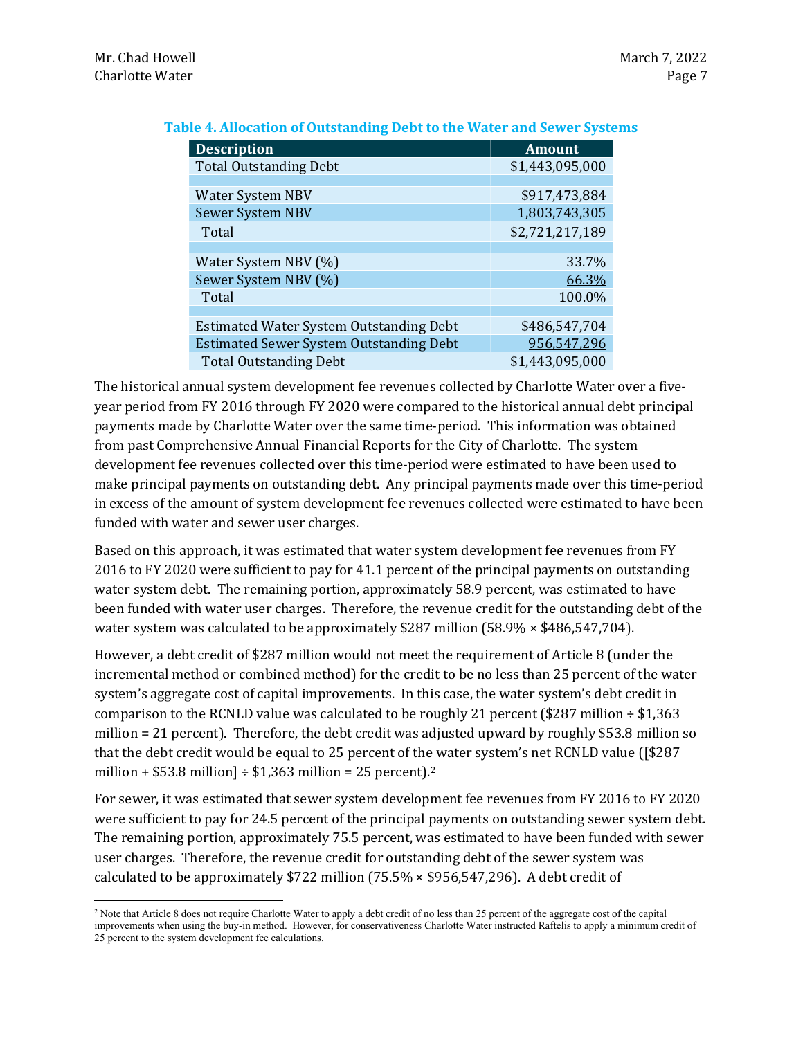**Table 4. Allocation of Outstanding Debt to the Water and Sewer Systems**

| Description | Amount |
|---|---|
| Total Outstanding Debt | $1,443,095,000 |
| | |
| Water System NBV | $917,473,884 |
| Sewer System NBV | 1,803,743,305 |
| Total | $2,721,217,189 |
| | |
| Water System NBV (%) | 33.7% |
| Sewer System NBV (%) | 66.3% |
| Total | 100.0% |
| | |
| Estimated Water System Outstanding Debt | $486,547,704 |
| Estimated Sewer System Outstanding Debt | 956,547,296 |
| Total Outstanding Debt | $1,443,095,000 |

The historical annual system development fee revenues collected by Charlotte Water over a five-year period from FY 2016 through FY 2020 were compared to the historical annual debt principal payments made by Charlotte Water over the same time-period. This information was obtained from past Comprehensive Annual Financial Reports for the City of Charlotte. The system development fee revenues collected over this time-period were estimated to have been used to make principal payments on outstanding debt. Any principal payments made over this time-period in excess of the amount of system development fee revenues collected were estimated to have been funded with water and sewer user charges.

Based on this approach, it was estimated that water system development fee revenues from FY 2016 to FY 2020 were sufficient to pay for 41.1 percent of the principal payments on outstanding water system debt. The remaining portion, approximately 58.9 percent, was estimated to have been funded with water user charges. Therefore, the revenue credit for the outstanding debt of the water system was calculated to be approximately $287 million (58.9% × $486,547,704).

However, a debt credit of $287 million would not meet the requirement of Article 8 (under the incremental method or combined method) for the credit to be no less than 25 percent of the water system's aggregate cost of capital improvements. In this case, the water system's debt credit in comparison to the RCNLD value was calculated to be roughly 21 percent ($287 million ÷ $1,363 million = 21 percent). Therefore, the debt credit was adjusted upward by roughly $53.8 million so that the debt credit would be equal to 25 percent of the water system's net RCNLD value ([$287 million + $53.8 million] ÷ $1,363 million = 25 percent).[2]

For sewer, it was estimated that sewer system development fee revenues from FY 2016 to FY 2020 were sufficient to pay for 24.5 percent of the principal payments on outstanding sewer system debt. The remaining portion, approximately 75.5 percent, was estimated to have been funded with sewer user charges. Therefore, the revenue credit for outstanding debt of the sewer system was calculated to be approximately $722 million (75.5% × $956,547,296). A debt credit of

[2] Note that Article 8 does not require Charlotte Water to apply a debt credit of no less than 25 percent of the aggregate cost of the capital improvements when using the buy-in method. However, for conservativeness Charlotte Water instructed Raftelis to apply a minimum credit of 25 percent to the system development fee calculations.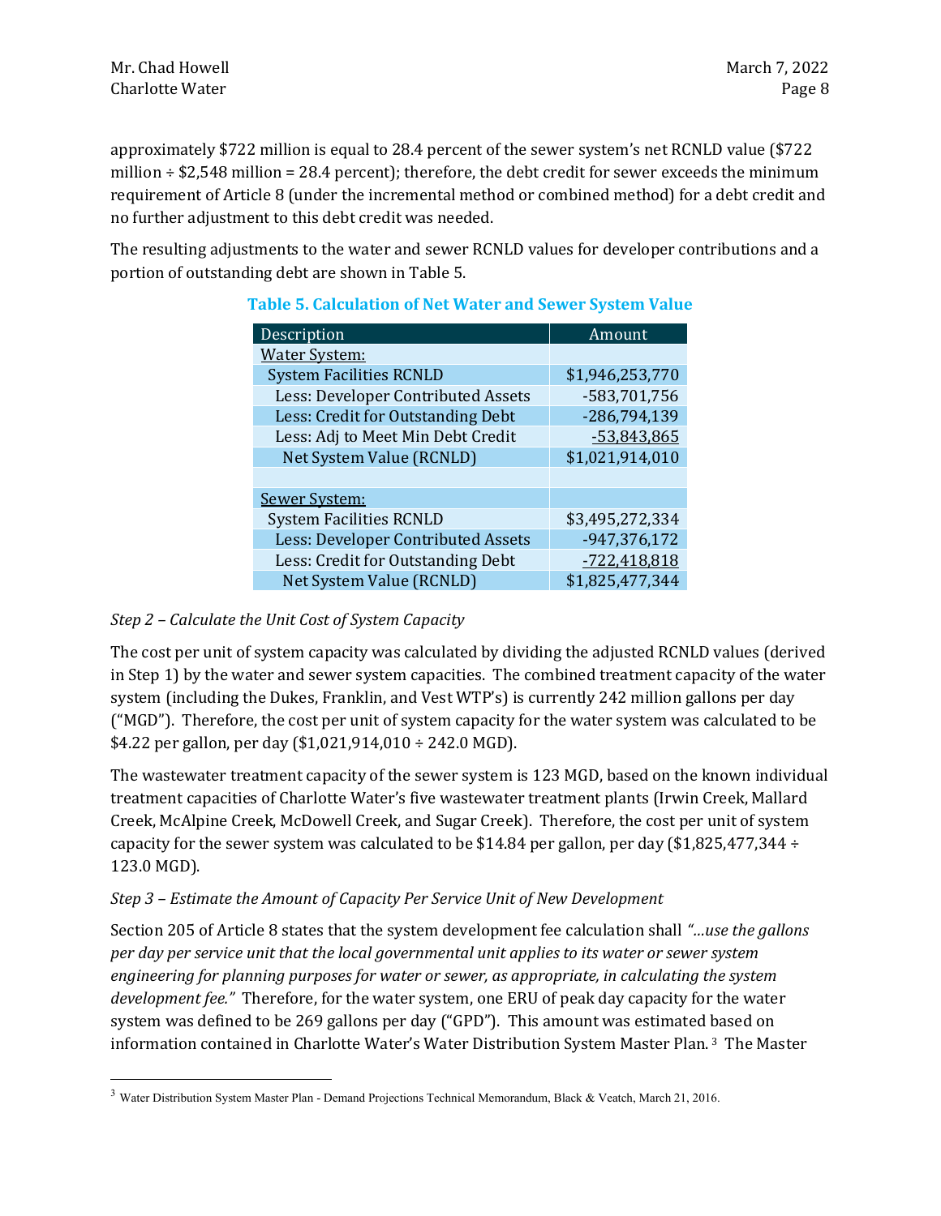approximately $722 million is equal to 28.4 percent of the sewer system's net RCNLD value ($722 million ÷ $2,548 million = 28.4 percent); therefore, the debt credit for sewer exceeds the minimum requirement of Article 8 (under the incremental method or combined method) for a debt credit and no further adjustment to this debt credit was needed.

The resulting adjustments to the water and sewer RCNLD values for developer contributions and a portion of outstanding debt are shown in Table 5.

**Table 5. Calculation of Net Water and Sewer System Value**

| Description | Amount |
|---|---|
| Water System: | |
| System Facilities RCNLD | $1,946,253,770 |
| Less: Developer Contributed Assets | -583,701,756 |
| Less: Credit for Outstanding Debt | -286,794,139 |
| Less: Adj to Meet Min Debt Credit | -53,843,865 |
| Net System Value (RCNLD) | $1,021,914,010 |
| | |
| Sewer System: | |
| System Facilities RCNLD | $3,495,272,334 |
| Less: Developer Contributed Assets | -947,376,172 |
| Less: Credit for Outstanding Debt | -722,418,818 |
| Net System Value (RCNLD) | $1,825,477,344 |

*Step 2 – Calculate the Unit Cost of System Capacity*

The cost per unit of system capacity was calculated by dividing the adjusted RCNLD values (derived in Step 1) by the water and sewer system capacities. The combined treatment capacity of the water system (including the Dukes, Franklin, and Vest WTP's) is currently 242 million gallons per day ("MGD"). Therefore, the cost per unit of system capacity for the water system was calculated to be $4.22 per gallon, per day ($1,021,914,010 ÷ 242.0 MGD).

The wastewater treatment capacity of the sewer system is 123 MGD, based on the known individual treatment capacities of Charlotte Water's five wastewater treatment plants (Irwin Creek, Mallard Creek, McAlpine Creek, McDowell Creek, and Sugar Creek). Therefore, the cost per unit of system capacity for the sewer system was calculated to be $14.84 per gallon, per day ($1,825,477,344 ÷ 123.0 MGD).

*Step 3 – Estimate the Amount of Capacity Per Service Unit of New Development*

Section 205 of Article 8 states that the system development fee calculation shall *"…use the gallons per day per service unit that the local governmental unit applies to its water or sewer system engineering for planning purposes for water or sewer, as appropriate, in calculating the system development fee."* Therefore, for the water system, one ERU of peak day capacity for the water system was defined to be 269 gallons per day ("GPD"). This amount was estimated based on information contained in Charlotte Water's Water Distribution System Master Plan. [3] The Master

[3] Water Distribution System Master Plan - Demand Projections Technical Memorandum, Black & Veatch, March 21, 2016.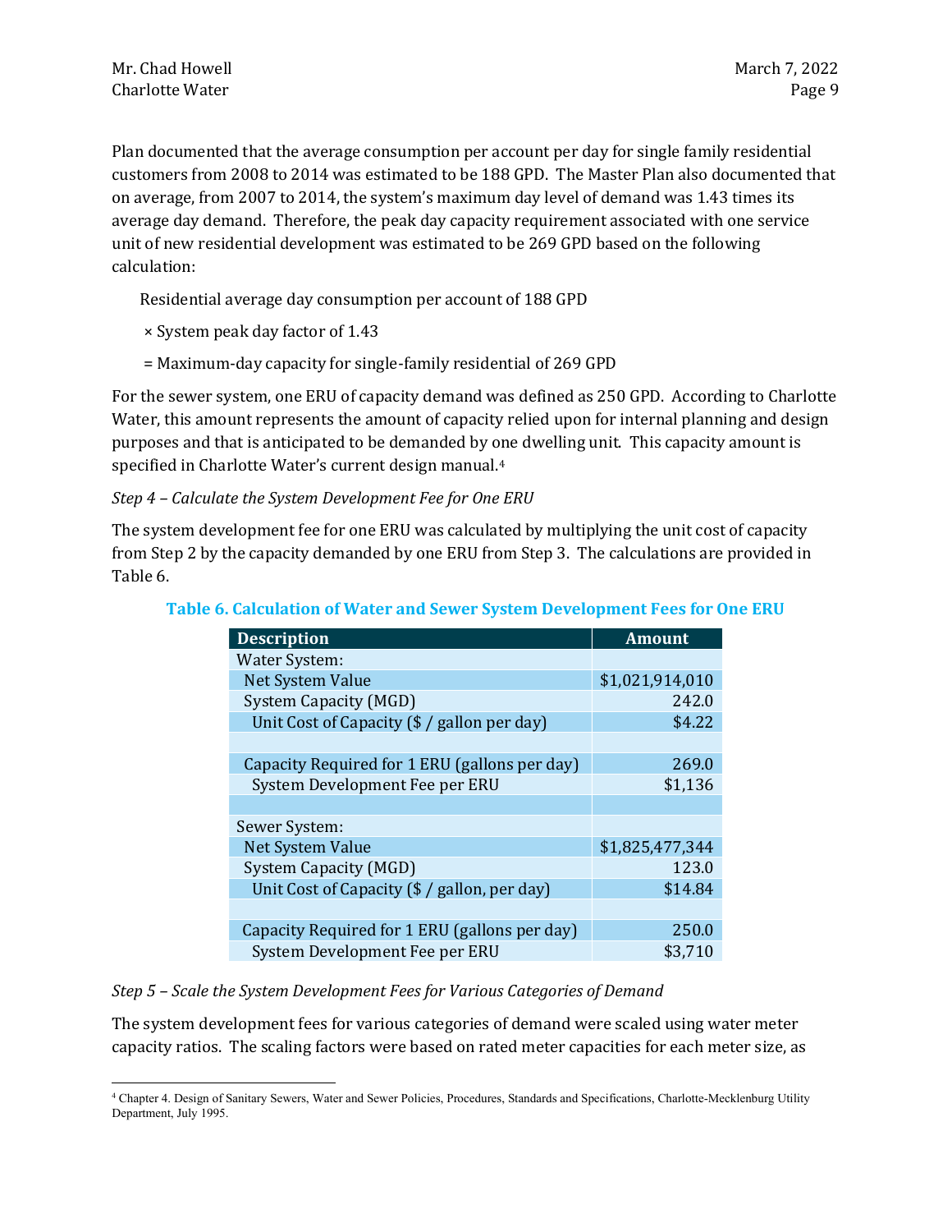Plan documented that the average consumption per account per day for single family residential customers from 2008 to 2014 was estimated to be 188 GPD. The Master Plan also documented that on average, from 2007 to 2014, the system's maximum day level of demand was 1.43 times its average day demand. Therefore, the peak day capacity requirement associated with one service unit of new residential development was estimated to be 269 GPD based on the following calculation:

Residential average day consumption per account of 188 GPD

× System peak day factor of 1.43

= Maximum-day capacity for single-family residential of 269 GPD

For the sewer system, one ERU of capacity demand was defined as 250 GPD. According to Charlotte Water, this amount represents the amount of capacity relied upon for internal planning and design purposes and that is anticipated to be demanded by one dwelling unit. This capacity amount is specified in Charlotte Water's current design manual.[4]

*Step 4 – Calculate the System Development Fee for One ERU*

The system development fee for one ERU was calculated by multiplying the unit cost of capacity from Step 2 by the capacity demanded by one ERU from Step 3. The calculations are provided in Table 6.

**Table 6. Calculation of Water and Sewer System Development Fees for One ERU**

| Description | Amount |
|---|---|
| Water System: | |
| Net System Value | $1,021,914,010 |
| System Capacity (MGD) | 242.0 |
| Unit Cost of Capacity ($ / gallon per day) | $4.22 |
| | |
| Capacity Required for 1 ERU (gallons per day) | 269.0 |
| System Development Fee per ERU | $1,136 |
| | |
| Sewer System: | |
| Net System Value | $1,825,477,344 |
| System Capacity (MGD) | 123.0 |
| Unit Cost of Capacity ($ / gallon, per day) | $14.84 |
| | |
| Capacity Required for 1 ERU (gallons per day) | 250.0 |
| System Development Fee per ERU | $3,710 |

*Step 5 – Scale the System Development Fees for Various Categories of Demand*

The system development fees for various categories of demand were scaled using water meter capacity ratios. The scaling factors were based on rated meter capacities for each meter size, as

[4] Chapter 4. Design of Sanitary Sewers, Water and Sewer Policies, Procedures, Standards and Specifications, Charlotte-Mecklenburg Utility Department, July 1995.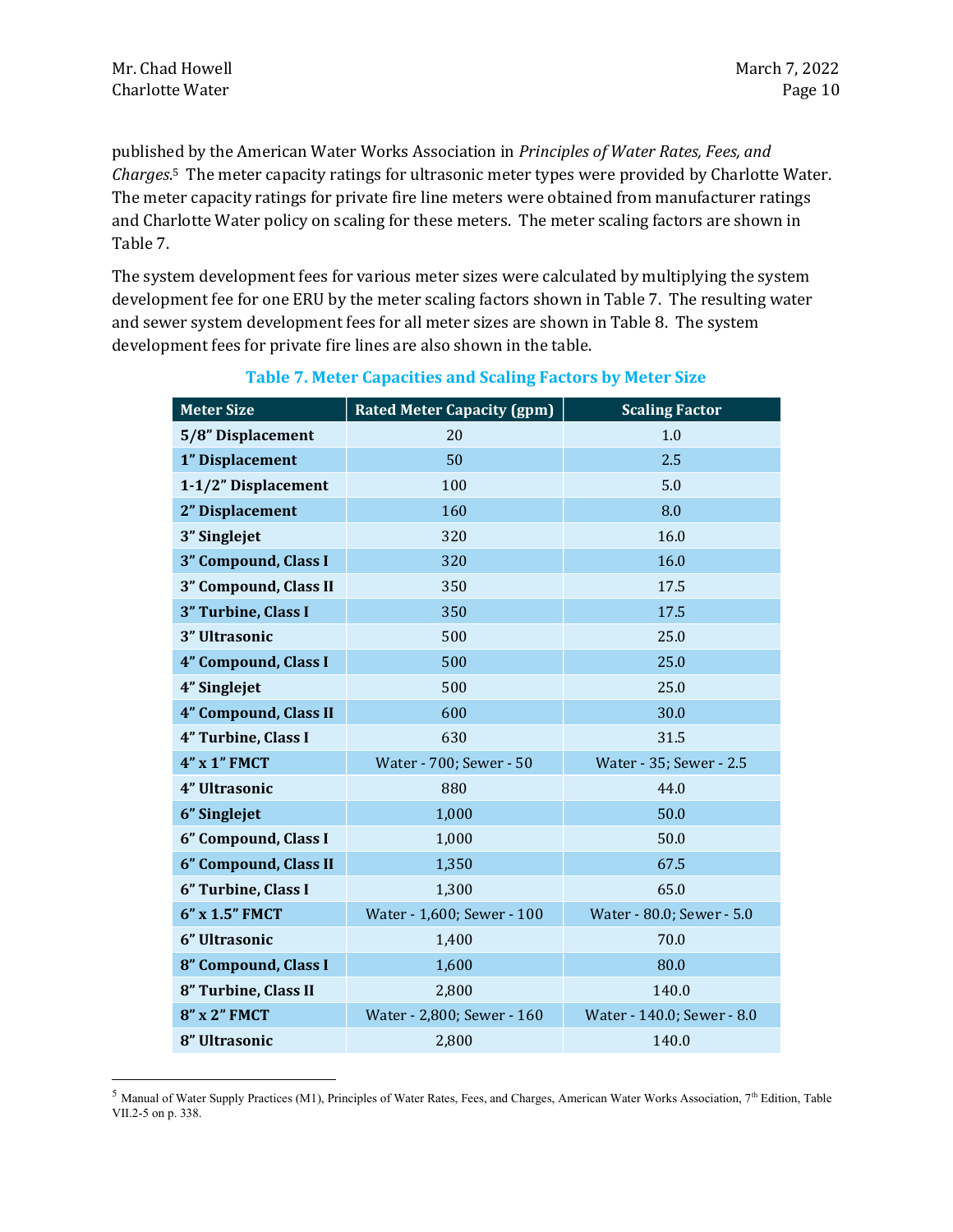published by the American Water Works Association in *Principles of Water Rates, Fees, and Charges*.[5] The meter capacity ratings for ultrasonic meter types were provided by Charlotte Water. The meter capacity ratings for private fire line meters were obtained from manufacturer ratings and Charlotte Water policy on scaling for these meters. The meter scaling factors are shown in Table 7.

The system development fees for various meter sizes were calculated by multiplying the system development fee for one ERU by the meter scaling factors shown in Table 7. The resulting water and sewer system development fees for all meter sizes are shown in Table 8. The system development fees for private fire lines are also shown in the table.

**Table 7. Meter Capacities and Scaling Factors by Meter Size**

| Meter Size | Rated Meter Capacity (gpm) | Scaling Factor |
|---|---|---|
| **5/8" Displacement** | 20 | 1.0 |
| **1" Displacement** | 50 | 2.5 |
| **1-1/2" Displacement** | 100 | 5.0 |
| **2" Displacement** | 160 | 8.0 |
| **3" Singlejet** | 320 | 16.0 |
| **3" Compound, Class I** | 320 | 16.0 |
| **3" Compound, Class II** | 350 | 17.5 |
| **3" Turbine, Class I** | 350 | 17.5 |
| **3" Ultrasonic** | 500 | 25.0 |
| **4" Compound, Class I** | 500 | 25.0 |
| **4" Singlejet** | 500 | 25.0 |
| **4" Compound, Class II** | 600 | 30.0 |
| **4" Turbine, Class I** | 630 | 31.5 |
| **4" x 1" FMCT** | Water - 700; Sewer - 50 | Water - 35; Sewer - 2.5 |
| **4" Ultrasonic** | 880 | 44.0 |
| **6" Singlejet** | 1,000 | 50.0 |
| **6" Compound, Class I** | 1,000 | 50.0 |
| **6" Compound, Class II** | 1,350 | 67.5 |
| **6" Turbine, Class I** | 1,300 | 65.0 |
| **6" x 1.5" FMCT** | Water - 1,600; Sewer - 100 | Water - 80.0; Sewer - 5.0 |
| **6" Ultrasonic** | 1,400 | 70.0 |
| **8" Compound, Class I** | 1,600 | 80.0 |
| **8" Turbine, Class II** | 2,800 | 140.0 |
| **8" x 2" FMCT** | Water - 2,800; Sewer - 160 | Water - 140.0; Sewer - 8.0 |
| **8" Ultrasonic** | 2,800 | 140.0 |

[5] Manual of Water Supply Practices (M1), Principles of Water Rates, Fees, and Charges, American Water Works Association, 7th Edition, Table VII.2-5 on p. 338.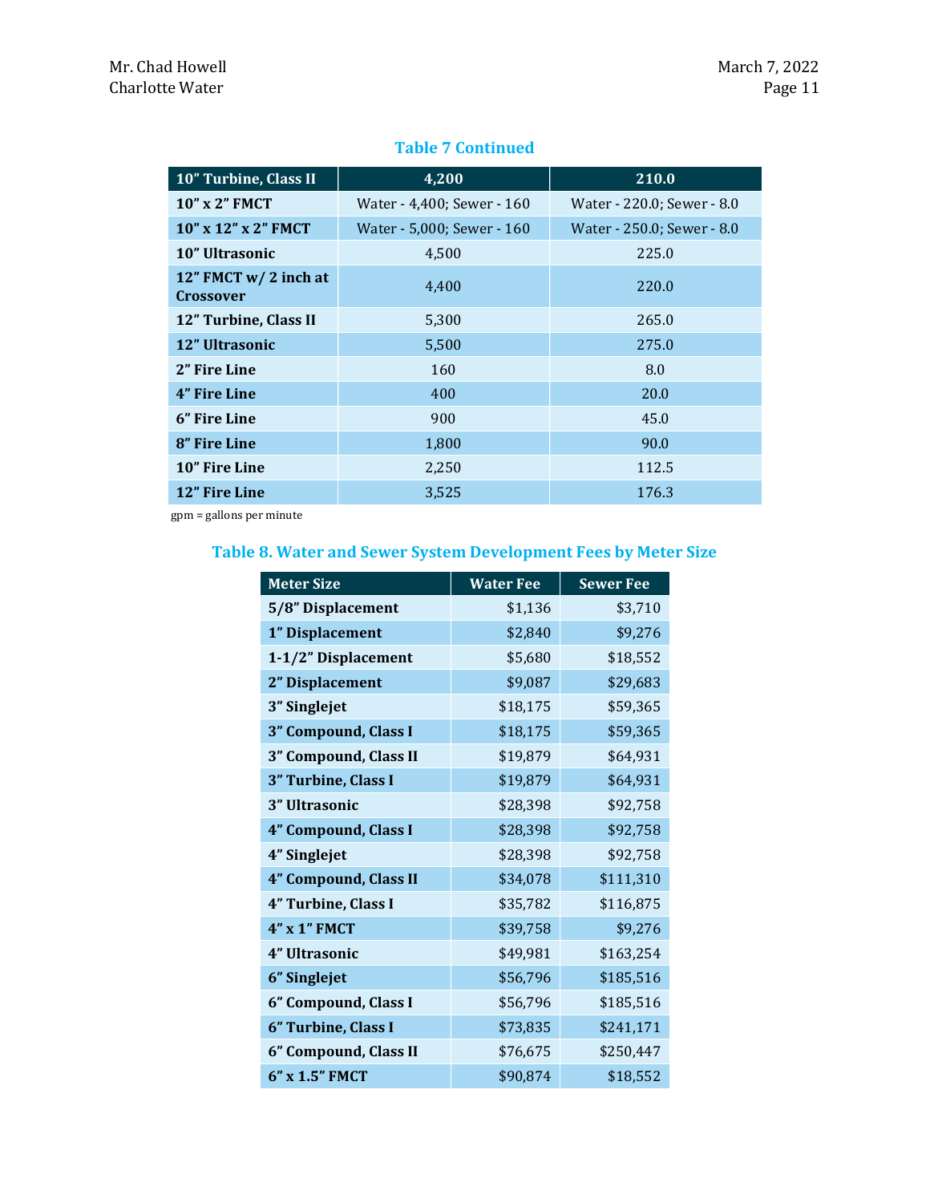### Table 7 Continued

| 10" Turbine, Class II | 4,200 | 210.0 |
|---|---|---|
| 10" x 2" FMCT | Water - 4,400; Sewer - 160 | Water - 220.0; Sewer - 8.0 |
| 10" x 12" x 2" FMCT | Water - 5,000; Sewer - 160 | Water - 250.0; Sewer - 8.0 |
| 10" Ultrasonic | 4,500 | 225.0 |
| 12" FMCT w/ 2 inch at Crossover | 4,400 | 220.0 |
| 12" Turbine, Class II | 5,300 | 265.0 |
| 12" Ultrasonic | 5,500 | 275.0 |
| 2" Fire Line | 160 | 8.0 |
| 4" Fire Line | 400 | 20.0 |
| 6" Fire Line | 900 | 45.0 |
| 8" Fire Line | 1,800 | 90.0 |
| 10" Fire Line | 2,250 | 112.5 |
| 12" Fire Line | 3,525 | 176.3 |

gpm = gallons per minute

### Table 8. Water and Sewer System Development Fees by Meter Size

| Meter Size | Water Fee | Sewer Fee |
|---|---|---|
| 5/8" Displacement | $1,136 | $3,710 |
| 1" Displacement | $2,840 | $9,276 |
| 1-1/2" Displacement | $5,680 | $18,552 |
| 2" Displacement | $9,087 | $29,683 |
| 3" Singlejet | $18,175 | $59,365 |
| 3" Compound, Class I | $18,175 | $59,365 |
| 3" Compound, Class II | $19,879 | $64,931 |
| 3" Turbine, Class I | $19,879 | $64,931 |
| 3" Ultrasonic | $28,398 | $92,758 |
| 4" Compound, Class I | $28,398 | $92,758 |
| 4" Singlejet | $28,398 | $92,758 |
| 4" Compound, Class II | $34,078 | $111,310 |
| 4" Turbine, Class I | $35,782 | $116,875 |
| 4" x 1" FMCT | $39,758 | $9,276 |
| 4" Ultrasonic | $49,981 | $163,254 |
| 6" Singlejet | $56,796 | $185,516 |
| 6" Compound, Class I | $56,796 | $185,516 |
| 6" Turbine, Class I | $73,835 | $241,171 |
| 6" Compound, Class II | $76,675 | $250,447 |
| 6" x 1.5" FMCT | $90,874 | $18,552 |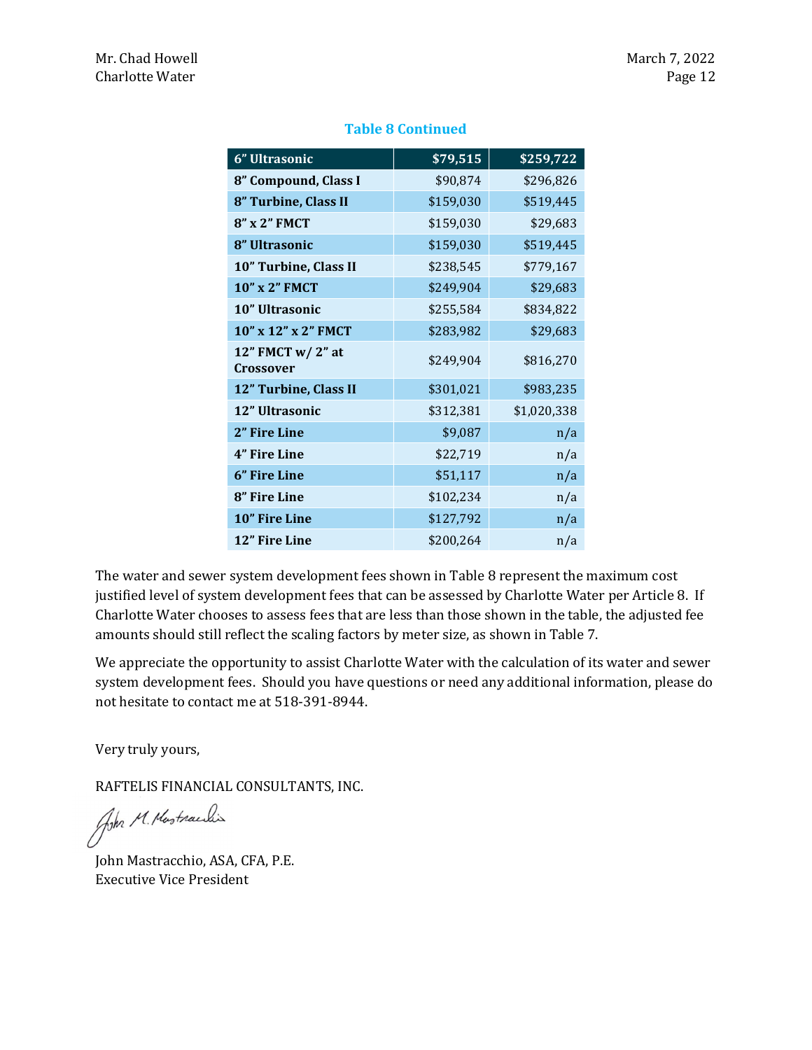### Table 8 Continued

| 6" Ultrasonic | $79,515 | $259,722 |
|---|---:|---:|
| 8" Compound, Class I | $90,874 | $296,826 |
| 8" Turbine, Class II | $159,030 | $519,445 |
| 8" x 2" FMCT | $159,030 | $29,683 |
| 8" Ultrasonic | $159,030 | $519,445 |
| 10" Turbine, Class II | $238,545 | $779,167 |
| 10" x 2" FMCT | $249,904 | $29,683 |
| 10" Ultrasonic | $255,584 | $834,822 |
| 10" x 12" x 2" FMCT | $283,982 | $29,683 |
| 12" FMCT w/ 2" at Crossover | $249,904 | $816,270 |
| 12" Turbine, Class II | $301,021 | $983,235 |
| 12" Ultrasonic | $312,381 | $1,020,338 |
| 2" Fire Line | $9,087 | n/a |
| 4" Fire Line | $22,719 | n/a |
| 6" Fire Line | $51,117 | n/a |
| 8" Fire Line | $102,234 | n/a |
| 10" Fire Line | $127,792 | n/a |
| 12" Fire Line | $200,264 | n/a |

The water and sewer system development fees shown in Table 8 represent the maximum cost justified level of system development fees that can be assessed by Charlotte Water per Article 8. If Charlotte Water chooses to assess fees that are less than those shown in the table, the adjusted fee amounts should still reflect the scaling factors by meter size, as shown in Table 7.

We appreciate the opportunity to assist Charlotte Water with the calculation of its water and sewer system development fees. Should you have questions or need any additional information, please do not hesitate to contact me at 518-391-8944.

Very truly yours,

RAFTELIS FINANCIAL CONSULTANTS, INC.

John Mastracchio, ASA, CFA, P.E.
Executive Vice President